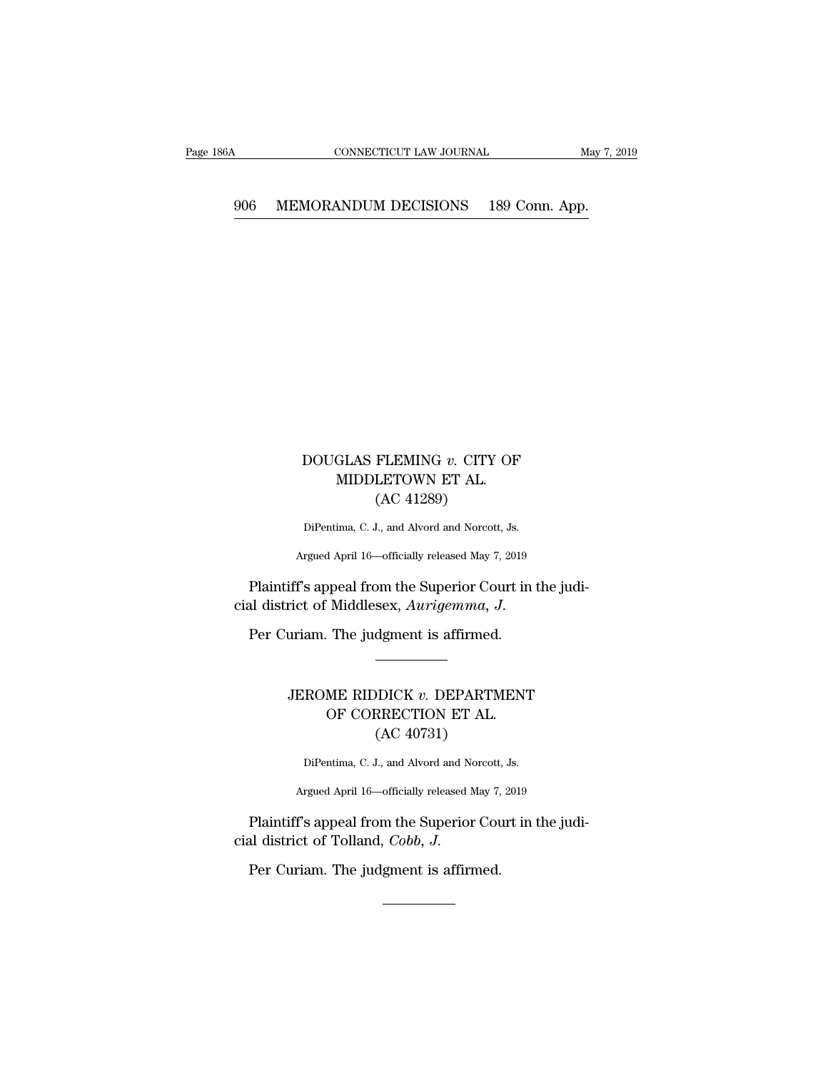DOUGLAS FLEMING *v.* CITY OF MIDDLETOWN ET AL.
(AC 41289)

DiPentima, C. J., and Alvord and Norcott, Js.

Argued April 16—officially released May 7, 2019

Plaintiff's appeal from the Superior Court in the judicial district of Middlesex, *Aurigemma*, *J.*

Per Curiam. The judgment is affirmed.

---

JEROME RIDDICK *v.* DEPARTMENT OF CORRECTION ET AL.
(AC 40731)

DiPentima, C. J., and Alvord and Norcott, Js.

Argued April 16—officially released May 7, 2019

Plaintiff's appeal from the Superior Court in the judicial district of Tolland, *Cobb*, *J.*

Per Curiam. The judgment is affirmed.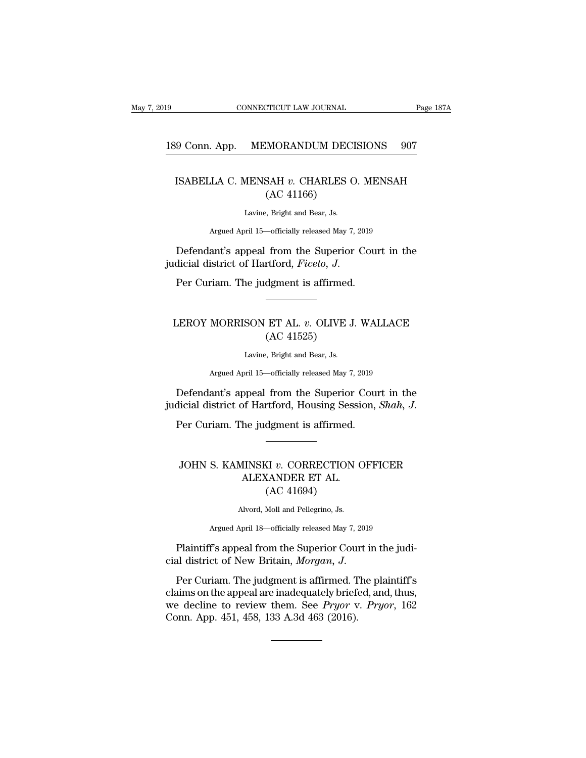## ISABELLA C. MENSAH *v.* CHARLES O. MENSAH (AC 41166)

Lavine, Bright and Bear, Js.

Argued April 15—officially released May 7, 2019

Defendant's appeal from the Superior Court in the judicial district of Hartford, *Ficeto, J.*

Per Curiam. The judgment is affirmed.

---

## LEROY MORRISON ET AL. *v.* OLIVE J. WALLACE (AC 41525)

Lavine, Bright and Bear, Js.

Argued April 15—officially released May 7, 2019

Defendant's appeal from the Superior Court in the judicial district of Hartford, Housing Session, *Shah, J.*

Per Curiam. The judgment is affirmed.

---

## JOHN S. KAMINSKI *v.* CORRECTION OFFICER ALEXANDER ET AL. (AC 41694)

Alvord, Moll and Pellegrino, Js.

Argued April 18—officially released May 7, 2019

Plaintiff's appeal from the Superior Court in the judicial district of New Britain, *Morgan, J.*

Per Curiam. The judgment is affirmed. The plaintiff's claims on the appeal are inadequately briefed, and, thus, we decline to review them. See *Pryor* v. *Pryor*, 162 Conn. App. 451, 458, 133 A.3d 463 (2016).

---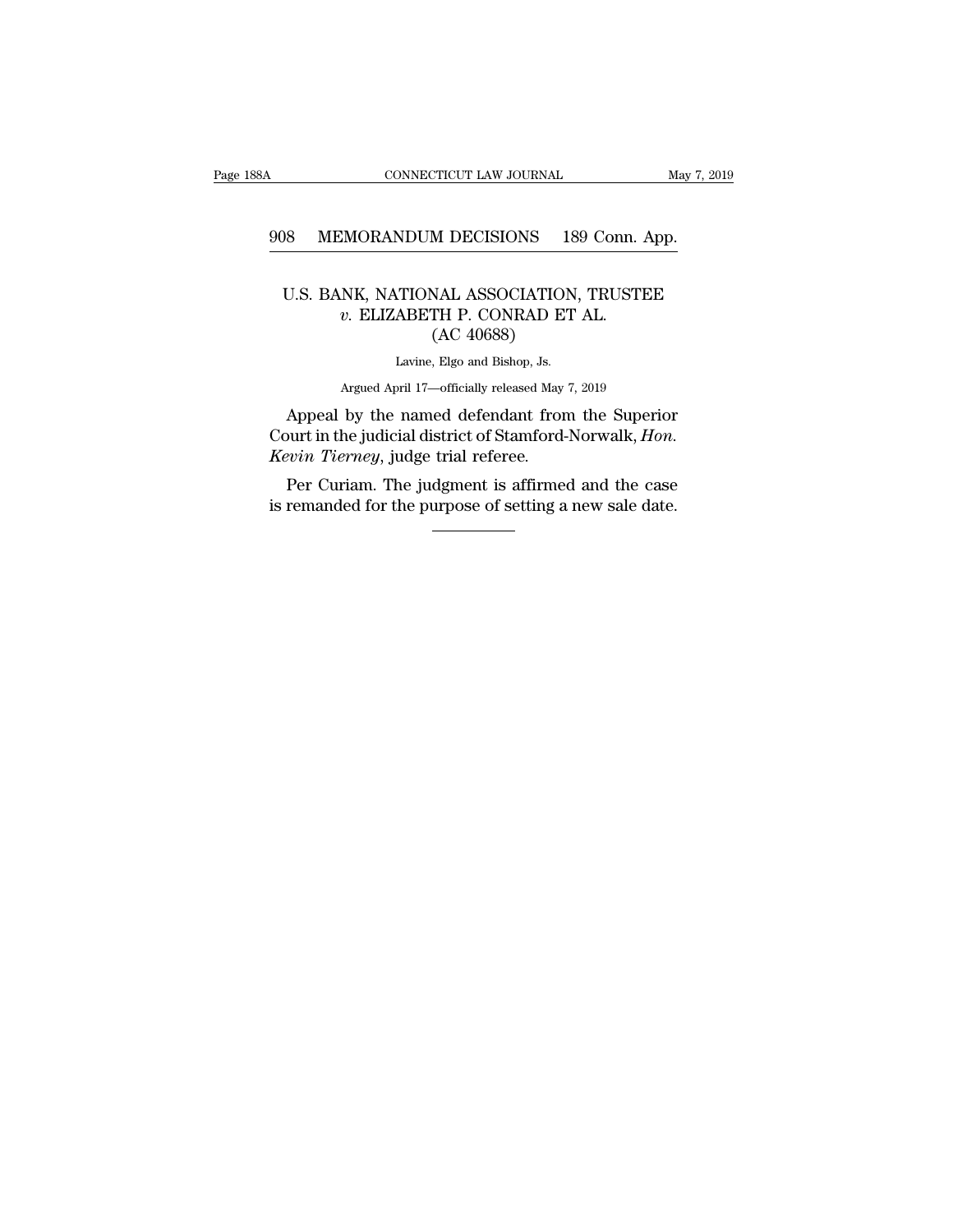# U.S. BANK, NATIONAL ASSOCIATION, TRUSTEE *v.* ELIZABETH P. CONRAD ET AL.
(AC 40688)

Lavine, Elgo and Bishop, Js.

Argued April 17—officially released May 7, 2019

Appeal by the named defendant from the Superior Court in the judicial district of Stamford-Norwalk, *Hon. Kevin Tierney*, judge trial referee.

Per Curiam. The judgment is affirmed and the case is remanded for the purpose of setting a new sale date.